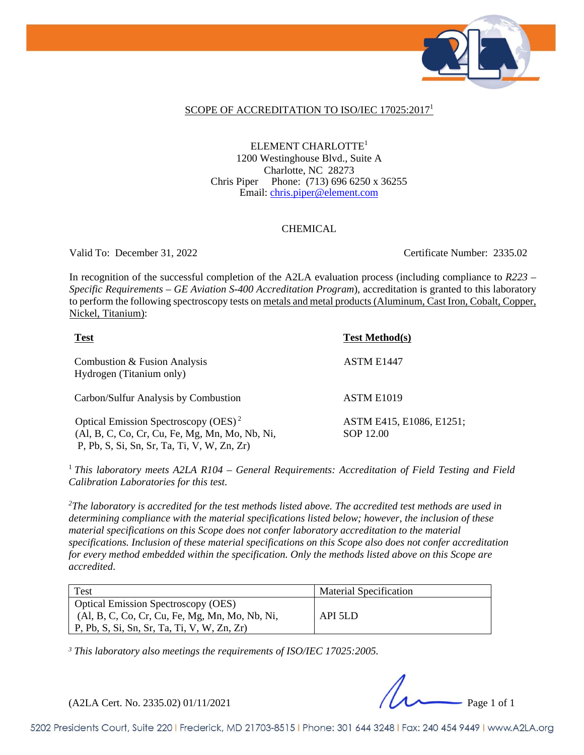## SCOPE OF ACCREDITATION TO ISO/IEC 17025:2017[1]

ELEMENT CHARLOTTE[1]
1200 Westinghouse Blvd., Suite A
Charlotte, NC 28273
Chris Piper Phone: (713) 696 6250 x 36255
Email: chris.piper@element.com

### CHEMICAL

Valid To: December 31, 2022 Certificate Number: 2335.02

In recognition of the successful completion of the A2LA evaluation process (including compliance to *R223 – Specific Requirements – GE Aviation S-400 Accreditation Program*), accreditation is granted to this laboratory to perform the following spectroscopy tests on metals and metal products (Aluminum, Cast Iron, Cobalt, Copper, Nickel, Titanium):

| **Test** | **Test Method(s)** |
|---|---|
| Combustion & Fusion Analysis<br>Hydrogen (Titanium only) | ASTM E1447 |
| Carbon/Sulfur Analysis by Combustion | ASTM E1019 |
| Optical Emission Spectroscopy (OES)[2]<br>(Al, B, C, Co, Cr, Cu, Fe, Mg, Mn, Mo, Nb, Ni, P, Pb, S, Si, Sn, Sr, Ta, Ti, V, W, Zn, Zr) | ASTM E415, E1086, E1251;<br>SOP 12.00 |

[1] *This laboratory meets A2LA R104 – General Requirements: Accreditation of Field Testing and Field Calibration Laboratories for this test.*

[2] *The laboratory is accredited for the test methods listed above. The accredited test methods are used in determining compliance with the material specifications listed below; however, the inclusion of these material specifications on this Scope does not confer laboratory accreditation to the material specifications. Inclusion of these material specifications on this Scope also does not confer accreditation for every method embedded within the specification. Only the methods listed above on this Scope are accredited.*

| Test | Material Specification |
|---|---|
| Optical Emission Spectroscopy (OES)<br>(Al, B, C, Co, Cr, Cu, Fe, Mg, Mn, Mo, Nb, Ni, P, Pb, S, Si, Sn, Sr, Ta, Ti, V, W, Zn, Zr) | API 5LD |

[3] *This laboratory also meetings the requirements of ISO/IEC 17025:2005.*

(A2LA Cert. No. 2335.02) 01/11/2021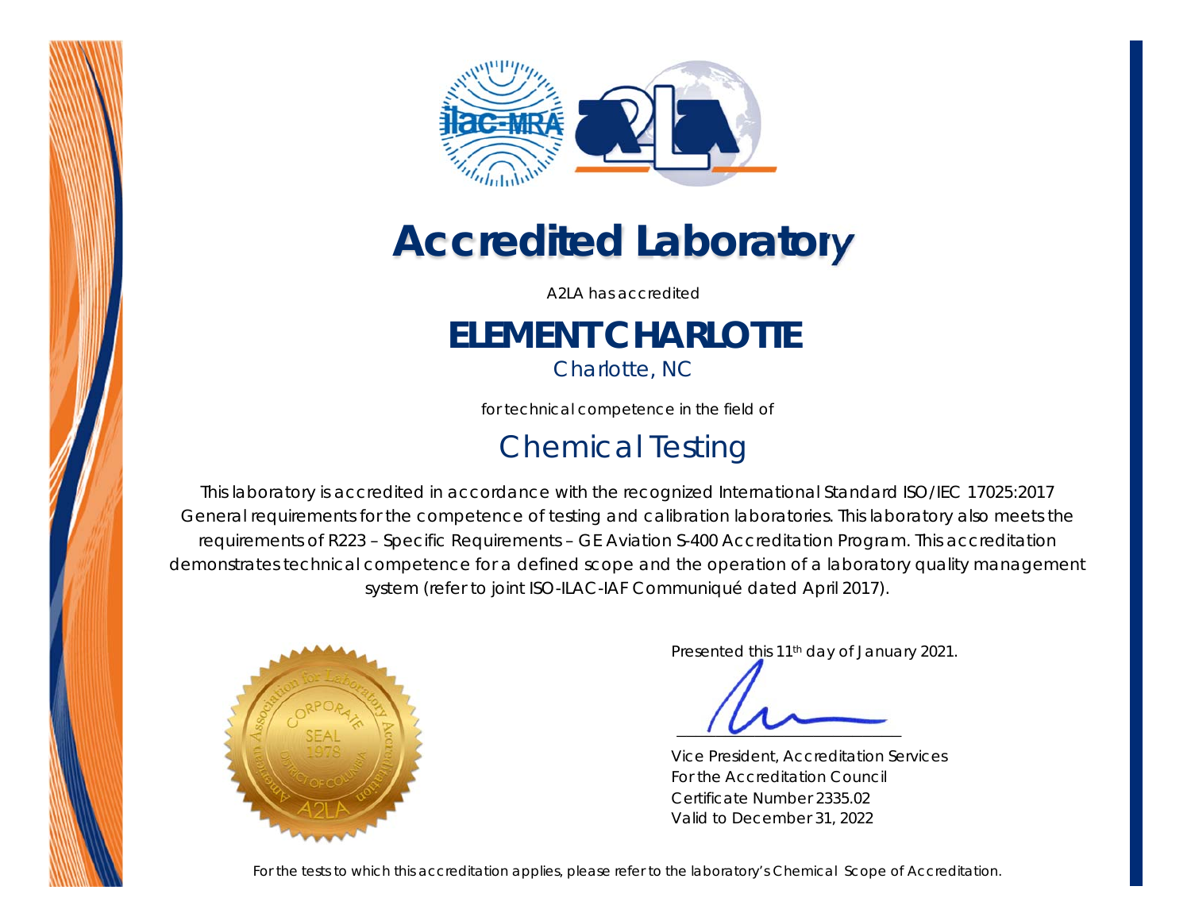# Accredited Laboratory

A2LA has accredited

## ELEMENT CHARLOTTE

Charlotte, NC

for technical competence in the field of

## Chemical Testing

This laboratory is accredited in accordance with the recognized International Standard ISO/IEC 17025:2017 General requirements for the competence of testing and calibration laboratories. This laboratory also meets the requirements of R223 – Specific Requirements – GE Aviation S-400 Accreditation Program. This accreditation demonstrates technical competence for a defined scope and the operation of a laboratory quality management system (refer to joint ISO-ILAC-IAF Communiqué dated April 2017).

Presented this 11th day of January 2021.

Vice President, Accreditation Services
For the Accreditation Council
Certificate Number 2335.02
Valid to December 31, 2022

For the tests to which this accreditation applies, please refer to the laboratory's Chemical Scope of Accreditation.